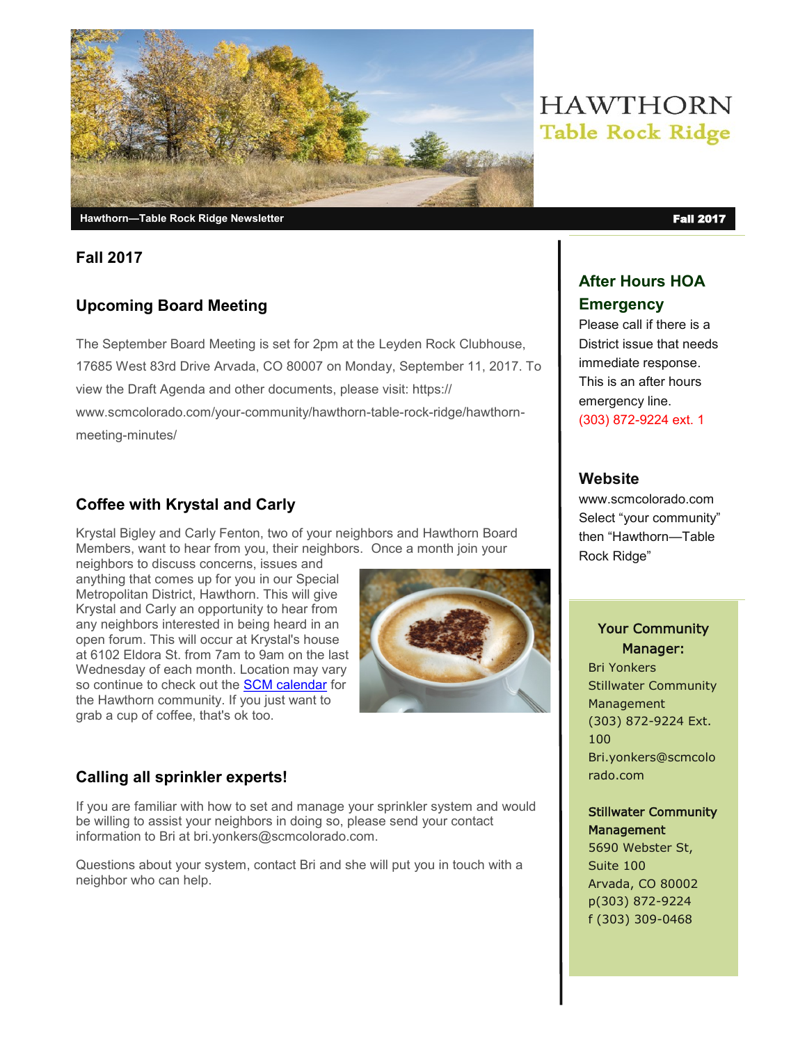# HAWTHORN
## Table Rock Ridge

**Hawthorn—Table Rock Ridge Newsletter** **Fall 2017**

## Fall 2017

### Upcoming Board Meeting

The September Board Meeting is set for 2pm at the Leyden Rock Clubhouse, 17685 West 83rd Drive Arvada, CO 80007 on Monday, September 11, 2017. To view the Draft Agenda and other documents, please visit: https://www.scmcolorado.com/your-community/hawthorn-table-rock-ridge/hawthorn-meeting-minutes/

### Coffee with Krystal and Carly

Krystal Bigley and Carly Fenton, two of your neighbors and Hawthorn Board Members, want to hear from you, their neighbors. Once a month join your neighbors to discuss concerns, issues and anything that comes up for you in our Special Metropolitan District, Hawthorn. This will give Krystal and Carly an opportunity to hear from any neighbors interested in being heard in an open forum. This will occur at Krystal's house at 6102 Eldora St. from 7am to 9am on the last Wednesday of each month. Location may vary so continue to check out the SCM calendar for the Hawthorn community. If you just want to grab a cup of coffee, that's ok too.

### Calling all sprinkler experts!

If you are familiar with how to set and manage your sprinkler system and would be willing to assist your neighbors in doing so, please send your contact information to Bri at bri.yonkers@scmcolorado.com.

Questions about your system, contact Bri and she will put you in touch with a neighbor who can help.

### After Hours HOA Emergency

Please call if there is a District issue that needs immediate response. This is an after hours emergency line.
(303) 872-9224 ext. 1

### Website

www.scmcolorado.com
Select "your community" then "Hawthorn—Table Rock Ridge"

### Your Community Manager:

Bri Yonkers
Stillwater Community Management
(303) 872-9224 Ext. 100
Bri.yonkers@scmcolorado.com

**Stillwater Community Management**
5690 Webster St, Suite 100
Arvada, CO 80002
p(303) 872-9224
f (303) 309-0468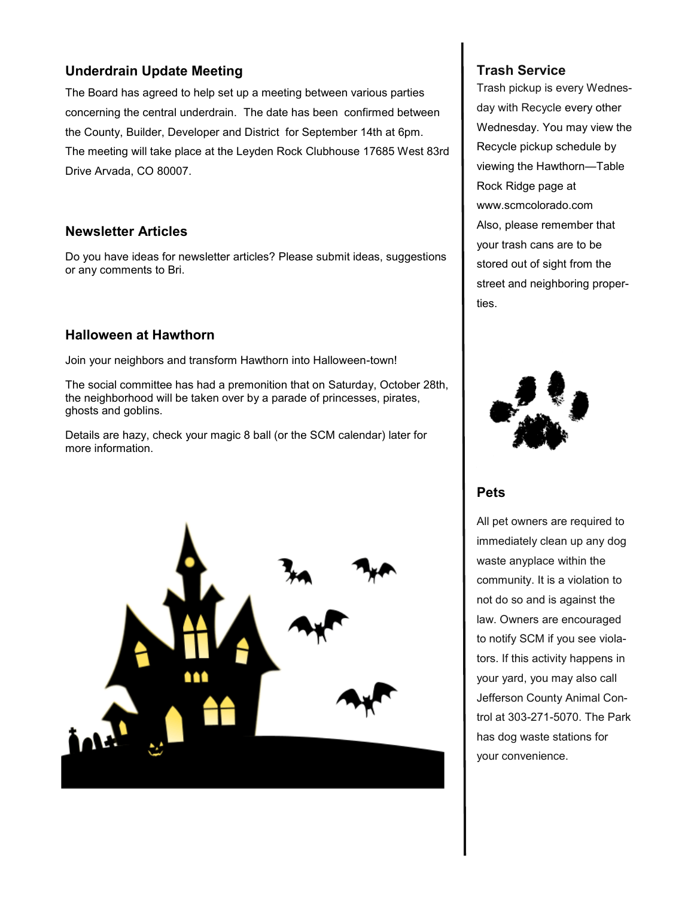## Underdrain Update Meeting

The Board has agreed to help set up a meeting between various parties concerning the central underdrain. The date has been confirmed between the County, Builder, Developer and District for September 14th at 6pm. The meeting will take place at the Leyden Rock Clubhouse 17685 West 83rd Drive Arvada, CO 80007.

## Newsletter Articles

Do you have ideas for newsletter articles? Please submit ideas, suggestions or any comments to Bri.

## Halloween at Hawthorn

Join your neighbors and transform Hawthorn into Halloween-town!

The social committee has had a premonition that on Saturday, October 28th, the neighborhood will be taken over by a parade of princesses, pirates, ghosts and goblins.

Details are hazy, check your magic 8 ball (or the SCM calendar) later for more information.

## Trash Service

Trash pickup is every Wednesday with Recycle every other Wednesday. You may view the Recycle pickup schedule by viewing the Hawthorn—Table Rock Ridge page at www.scmcolorado.com

Also, please remember that your trash cans are to be stored out of sight from the street and neighboring properties.

## Pets

All pet owners are required to immediately clean up any dog waste anyplace within the community. It is a violation to not do so and is against the law. Owners are encouraged to notify SCM if you see violators. If this activity happens in your yard, you may also call Jefferson County Animal Control at 303-271-5070. The Park has dog waste stations for your convenience.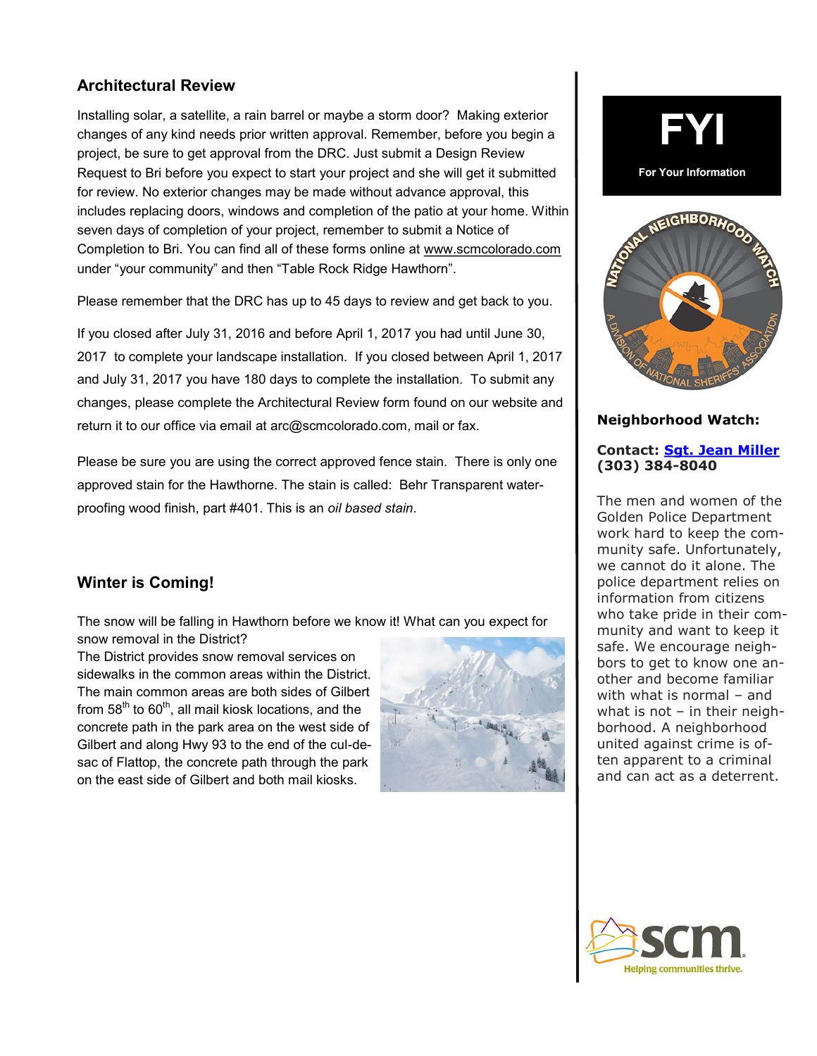## Architectural Review

Installing solar, a satellite, a rain barrel or maybe a storm door? Making exterior changes of any kind needs prior written approval. Remember, before you begin a project, be sure to get approval from the DRC. Just submit a Design Review Request to Bri before you expect to start your project and she will get it submitted for review. No exterior changes may be made without advance approval, this includes replacing doors, windows and completion of the patio at your home. Within seven days of completion of your project, remember to submit a Notice of Completion to Bri. You can find all of these forms online at www.scmcolorado.com under "your community" and then "Table Rock Ridge Hawthorn".

Please remember that the DRC has up to 45 days to review and get back to you.

If you closed after July 31, 2016 and before April 1, 2017 you had until June 30, 2017 to complete your landscape installation. If you closed between April 1, 2017 and July 31, 2017 you have 180 days to complete the installation. To submit any changes, please complete the Architectural Review form found on our website and return it to our office via email at arc@scmcolorado.com, mail or fax.

Please be sure you are using the correct approved fence stain. There is only one approved stain for the Hawthorne. The stain is called: Behr Transparent water-proofing wood finish, part #401. This is an *oil based stain.*

## Winter is Coming!

The snow will be falling in Hawthorn before we know it! What can you expect for snow removal in the District?

The District provides snow removal services on sidewalks in the common areas within the District. The main common areas are both sides of Gilbert from 58th to 60th, all mail kiosk locations, and the concrete path in the park area on the west side of Gilbert and along Hwy 93 to the end of the cul-de-sac of Flattop, the concrete path through the park on the east side of Gilbert and both mail kiosks.

# FYI

For Your Information

**Neighborhood Watch:**

**Contact: Sgt. Jean Miller (303) 384-8040**

The men and women of the Golden Police Department work hard to keep the community safe. Unfortunately, we cannot do it alone. The police department relies on information from citizens who take pride in their community and want to keep it safe. We encourage neighbors to get to know one another and become familiar with what is normal – and what is not – in their neighborhood. A neighborhood united against crime is often apparent to a criminal and can act as a deterrent.

scm

Helping communities thrive.